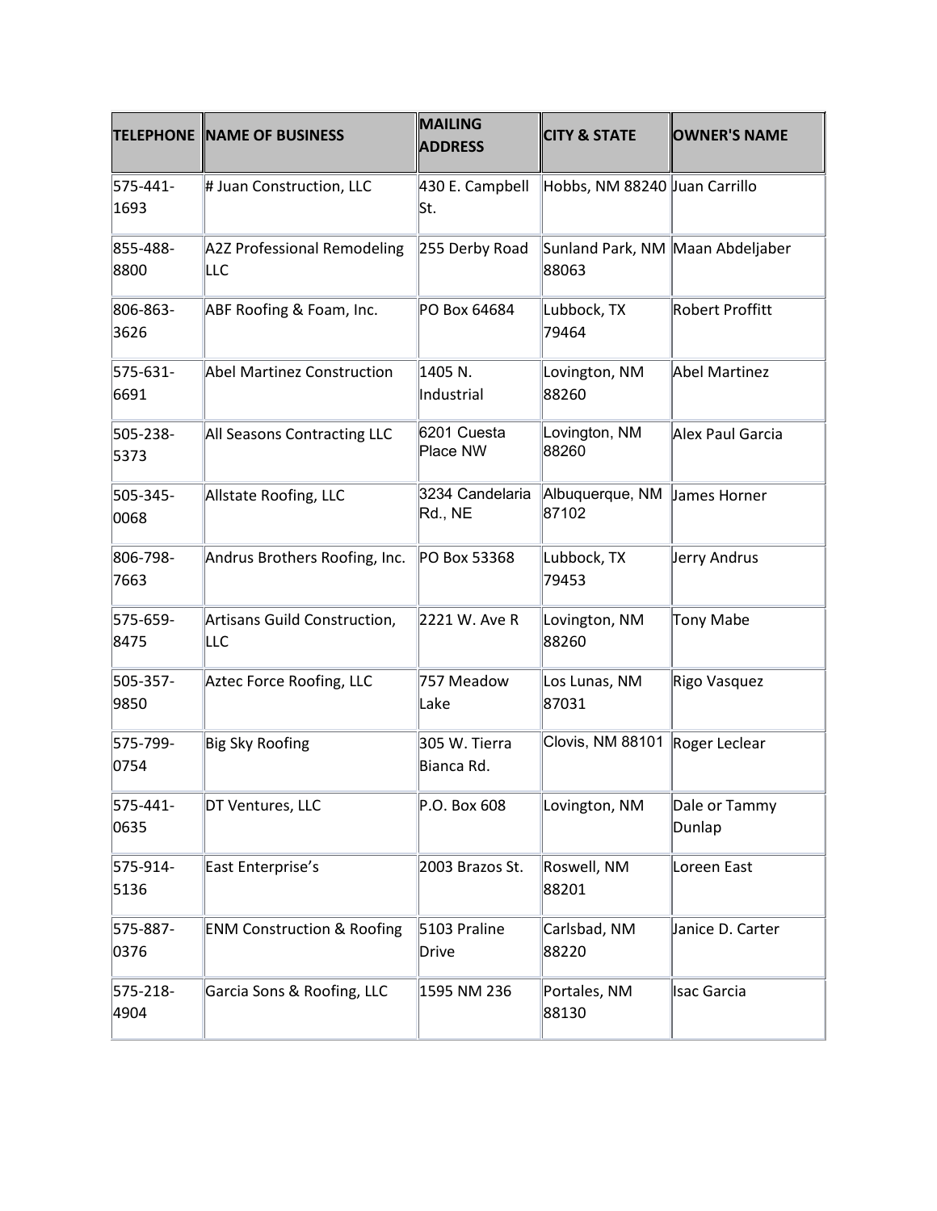| TELEPHONE | NAME OF BUSINESS | MAILING ADDRESS | CITY & STATE | OWNER'S NAME |
|---|---|---|---|---|
| 575-441-1693 | # Juan Construction, LLC | 430 E. Campbell St. | Hobbs, NM 88240 | Juan Carrillo |
| 855-488-8800 | A2Z Professional Remodeling LLC | 255 Derby Road | Sunland Park, NM 88063 | Maan Abdeljaber |
| 806-863-3626 | ABF Roofing & Foam, Inc. | PO Box 64684 | Lubbock, TX 79464 | Robert Proffitt |
| 575-631-6691 | Abel Martinez Construction | 1405 N. Industrial | Lovington, NM 88260 | Abel Martinez |
| 505-238-5373 | All Seasons Contracting LLC | 6201 Cuesta Place NW | Lovington, NM 88260 | Alex Paul Garcia |
| 505-345-0068 | Allstate Roofing, LLC | 3234 Candelaria Rd., NE | Albuquerque, NM 87102 | James Horner |
| 806-798-7663 | Andrus Brothers Roofing, Inc. | PO Box 53368 | Lubbock, TX 79453 | Jerry Andrus |
| 575-659-8475 | Artisans Guild Construction, LLC | 2221 W. Ave R | Lovington, NM 88260 | Tony Mabe |
| 505-357-9850 | Aztec Force Roofing, LLC | 757 Meadow Lake | Los Lunas, NM 87031 | Rigo Vasquez |
| 575-799-0754 | Big Sky Roofing | 305 W. Tierra Bianca Rd. | Clovis, NM 88101 | Roger Leclear |
| 575-441-0635 | DT Ventures, LLC | P.O. Box 608 | Lovington, NM | Dale or Tammy Dunlap |
| 575-914-5136 | East Enterprise’s | 2003 Brazos St. | Roswell, NM 88201 | Loreen East |
| 575-887-0376 | ENM Construction & Roofing | 5103 Praline Drive | Carlsbad, NM 88220 | Janice D. Carter |
| 575-218-4904 | Garcia Sons & Roofing, LLC | 1595 NM 236 | Portales, NM 88130 | Isac Garcia |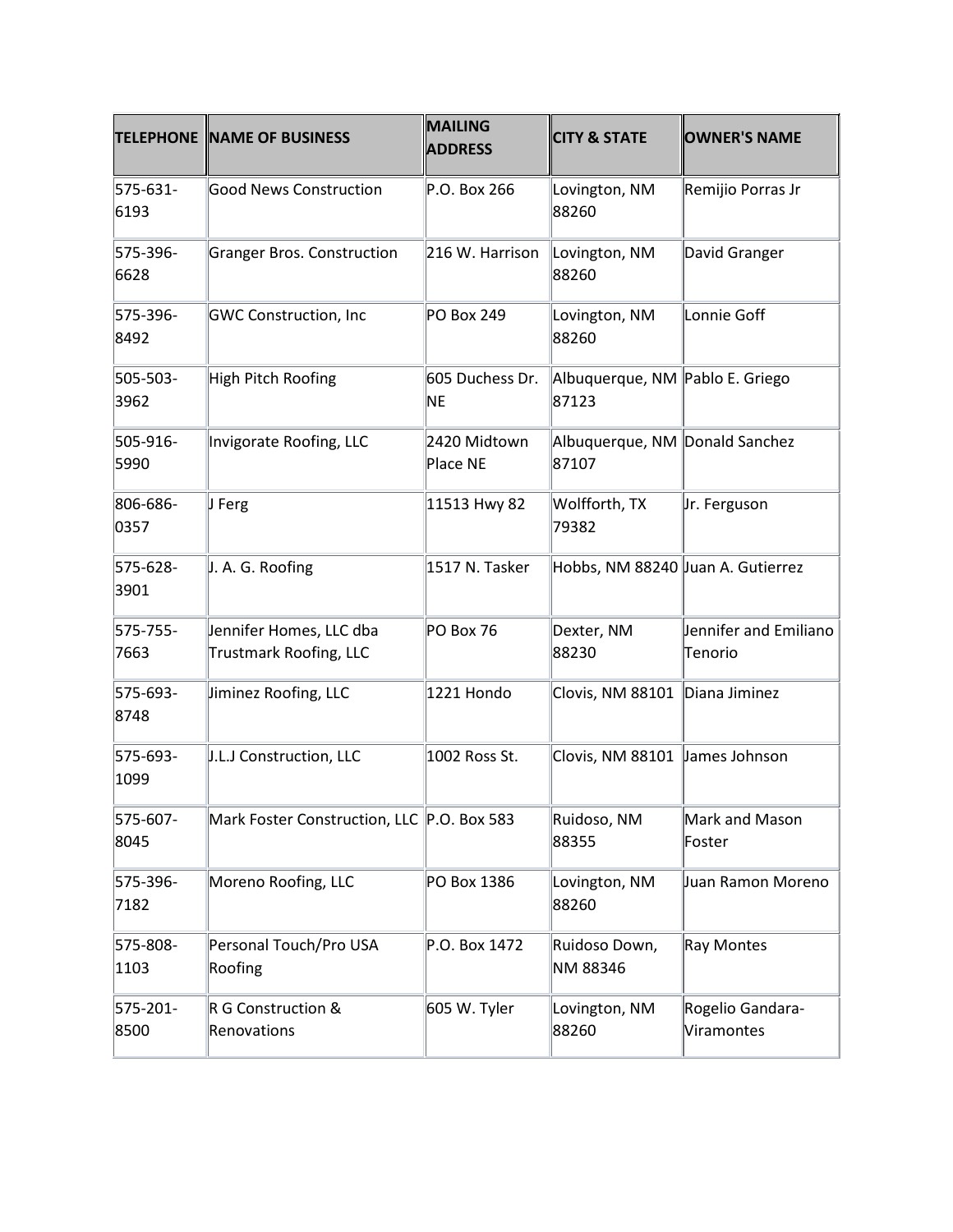| TELEPHONE | NAME OF BUSINESS | MAILING ADDRESS | CITY & STATE | OWNER'S NAME |
|---|---|---|---|---|
| 575-631-6193 | Good News Construction | P.O. Box 266 | Lovington, NM 88260 | Remijio Porras Jr |
| 575-396-6628 | Granger Bros. Construction | 216 W. Harrison | Lovington, NM 88260 | David Granger |
| 575-396-8492 | GWC Construction, Inc | PO Box 249 | Lovington, NM 88260 | Lonnie Goff |
| 505-503-3962 | High Pitch Roofing | 605 Duchess Dr. NE | Albuquerque, NM 87123 | Pablo E. Griego |
| 505-916-5990 | Invigorate Roofing, LLC | 2420 Midtown Place NE | Albuquerque, NM 87107 | Donald Sanchez |
| 806-686-0357 | J Ferg | 11513 Hwy 82 | Wolfforth, TX 79382 | Jr. Ferguson |
| 575-628-3901 | J. A. G. Roofing | 1517 N. Tasker | Hobbs, NM 88240 | Juan A. Gutierrez |
| 575-755-7663 | Jennifer Homes, LLC dba Trustmark Roofing, LLC | PO Box 76 | Dexter, NM 88230 | Jennifer and Emiliano Tenorio |
| 575-693-8748 | Jiminez Roofing, LLC | 1221 Hondo | Clovis, NM 88101 | Diana Jiminez |
| 575-693-1099 | J.L.J Construction, LLC | 1002 Ross St. | Clovis, NM 88101 | James Johnson |
| 575-607-8045 | Mark Foster Construction, LLC | P.O. Box 583 | Ruidoso, NM 88355 | Mark and Mason Foster |
| 575-396-7182 | Moreno Roofing, LLC | PO Box 1386 | Lovington, NM 88260 | Juan Ramon Moreno |
| 575-808-1103 | Personal Touch/Pro USA Roofing | P.O. Box 1472 | Ruidoso Down, NM 88346 | Ray Montes |
| 575-201-8500 | R G Construction & Renovations | 605 W. Tyler | Lovington, NM 88260 | Rogelio Gandara-Viramontes |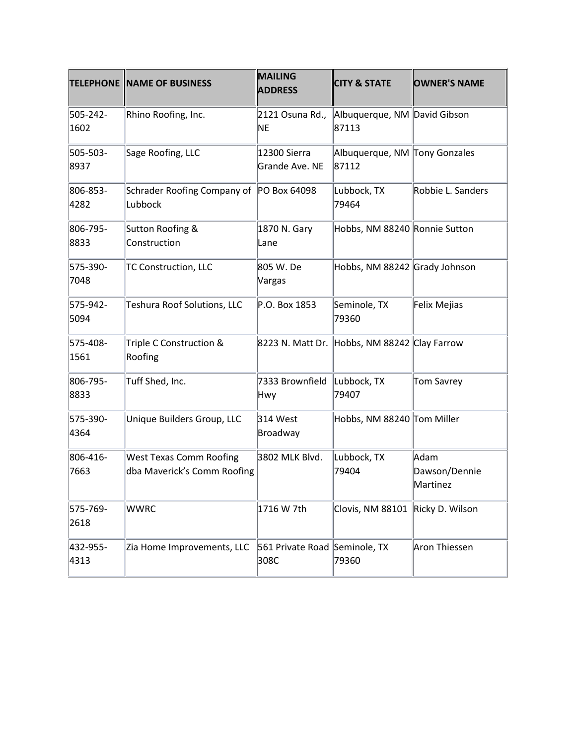| TELEPHONE | NAME OF BUSINESS | MAILING ADDRESS | CITY & STATE | OWNER'S NAME |
|---|---|---|---|---|
| 505-242-1602 | Rhino Roofing, Inc. | 2121 Osuna Rd., NE | Albuquerque, NM 87113 | David Gibson |
| 505-503-8937 | Sage Roofing, LLC | 12300 Sierra Grande Ave. NE | Albuquerque, NM 87112 | Tony Gonzales |
| 806-853-4282 | Schrader Roofing Company of Lubbock | PO Box 64098 | Lubbock, TX 79464 | Robbie L. Sanders |
| 806-795-8833 | Sutton Roofing & Construction | 1870 N. Gary Lane | Hobbs, NM 88240 | Ronnie Sutton |
| 575-390-7048 | TC Construction, LLC | 805 W. De Vargas | Hobbs, NM 88242 | Grady Johnson |
| 575-942-5094 | Teshura Roof Solutions, LLC | P.O. Box 1853 | Seminole, TX 79360 | Felix Mejias |
| 575-408-1561 | Triple C Construction & Roofing | 8223 N. Matt Dr. | Hobbs, NM 88242 | Clay Farrow |
| 806-795-8833 | Tuff Shed, Inc. | 7333 Brownfield Hwy | Lubbock, TX 79407 | Tom Savrey |
| 575-390-4364 | Unique Builders Group, LLC | 314 West Broadway | Hobbs, NM 88240 | Tom Miller |
| 806-416-7663 | West Texas Comm Roofing dba Maverick's Comm Roofing | 3802 MLK Blvd. | Lubbock, TX 79404 | Adam Dawson/Dennie Martinez |
| 575-769-2618 | WWRC | 1716 W 7th | Clovis, NM 88101 | Ricky D. Wilson |
| 432-955-4313 | Zia Home Improvements, LLC | 561 Private Road 308C | Seminole, TX 79360 | Aron Thiessen |